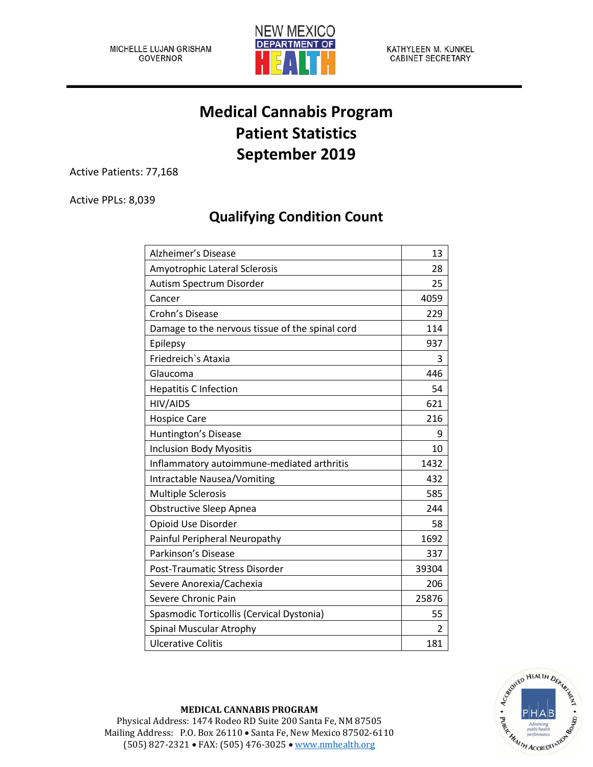MICHELLE LUJAN GRISHAM
GOVERNOR

NEW MEXICO DEPARTMENT OF HEALTH

KATHYLEEN M. KUNKEL
CABINET SECRETARY

# Medical Cannabis Program Patient Statistics September 2019

Active Patients: 77,168

Active PPLs: 8,039

## Qualifying Condition Count

| Condition | Count |
|---|---|
| Alzheimer's Disease | 13 |
| Amyotrophic Lateral Sclerosis | 28 |
| Autism Spectrum Disorder | 25 |
| Cancer | 4059 |
| Crohn's Disease | 229 |
| Damage to the nervous tissue of the spinal cord | 114 |
| Epilepsy | 937 |
| Friedreich`s Ataxia | 3 |
| Glaucoma | 446 |
| Hepatitis C Infection | 54 |
| HIV/AIDS | 621 |
| Hospice Care | 216 |
| Huntington's Disease | 9 |
| Inclusion Body Myositis | 10 |
| Inflammatory autoimmune-mediated arthritis | 1432 |
| Intractable Nausea/Vomiting | 432 |
| Multiple Sclerosis | 585 |
| Obstructive Sleep Apnea | 244 |
| Opioid Use Disorder | 58 |
| Painful Peripheral Neuropathy | 1692 |
| Parkinson's Disease | 337 |
| Post-Traumatic Stress Disorder | 39304 |
| Severe Anorexia/Cachexia | 206 |
| Severe Chronic Pain | 25876 |
| Spasmodic Torticollis (Cervical Dystonia) | 55 |
| Spinal Muscular Atrophy | 2 |
| Ulcerative Colitis | 181 |

**MEDICAL CANNABIS PROGRAM**
Physical Address: 1474 Rodeo RD Suite 200 Santa Fe, NM 87505
Mailing Address: P.O. Box 26110 • Santa Fe, New Mexico 87502-6110
(505) 827-2321 • FAX: (505) 476-3025 • www.nmhealth.org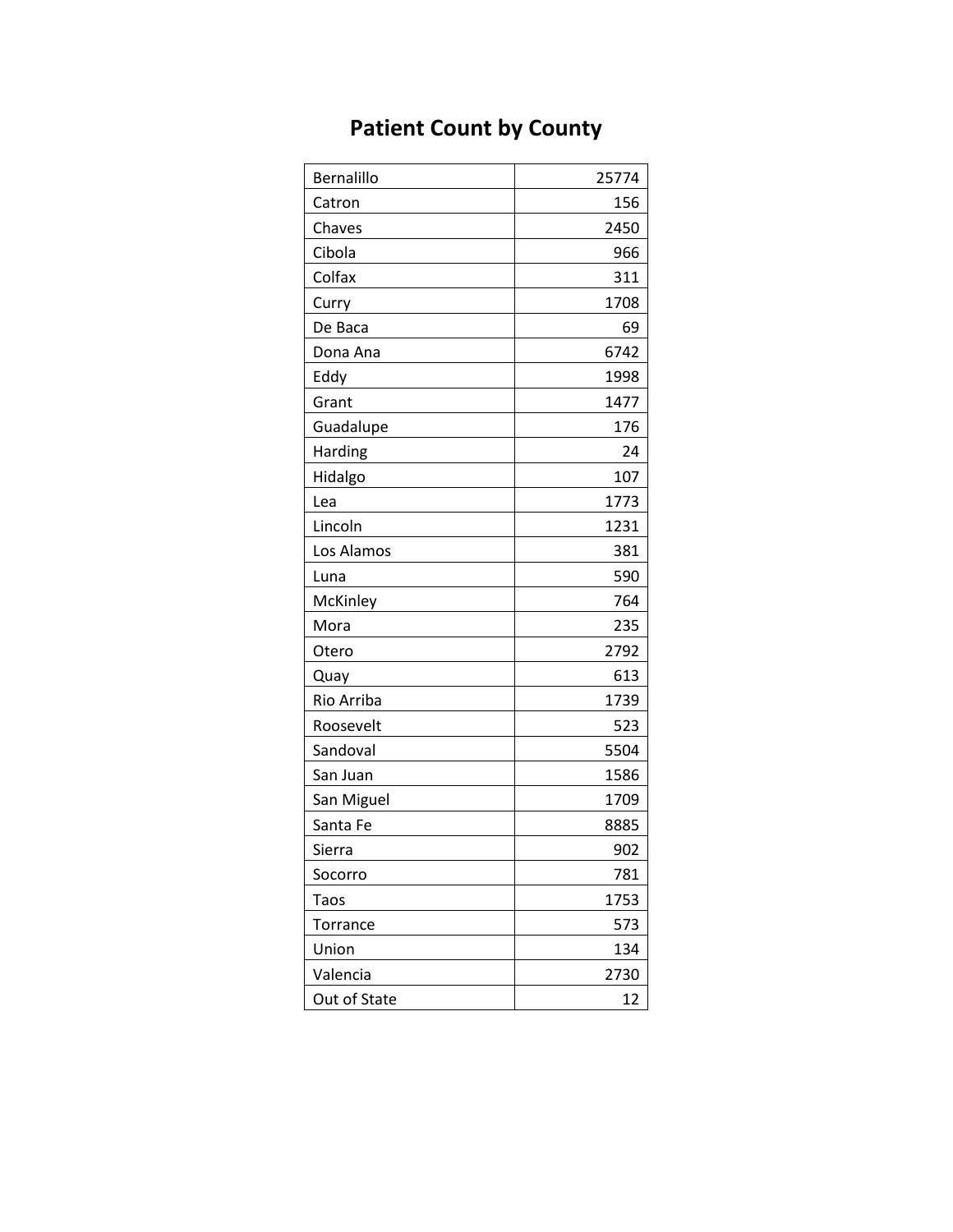# Patient Count by County

| | |
|---|---|
| Bernalillo | 25774 |
| Catron | 156 |
| Chaves | 2450 |
| Cibola | 966 |
| Colfax | 311 |
| Curry | 1708 |
| De Baca | 69 |
| Dona Ana | 6742 |
| Eddy | 1998 |
| Grant | 1477 |
| Guadalupe | 176 |
| Harding | 24 |
| Hidalgo | 107 |
| Lea | 1773 |
| Lincoln | 1231 |
| Los Alamos | 381 |
| Luna | 590 |
| McKinley | 764 |
| Mora | 235 |
| Otero | 2792 |
| Quay | 613 |
| Rio Arriba | 1739 |
| Roosevelt | 523 |
| Sandoval | 5504 |
| San Juan | 1586 |
| San Miguel | 1709 |
| Santa Fe | 8885 |
| Sierra | 902 |
| Socorro | 781 |
| Taos | 1753 |
| Torrance | 573 |
| Union | 134 |
| Valencia | 2730 |
| Out of State | 12 |